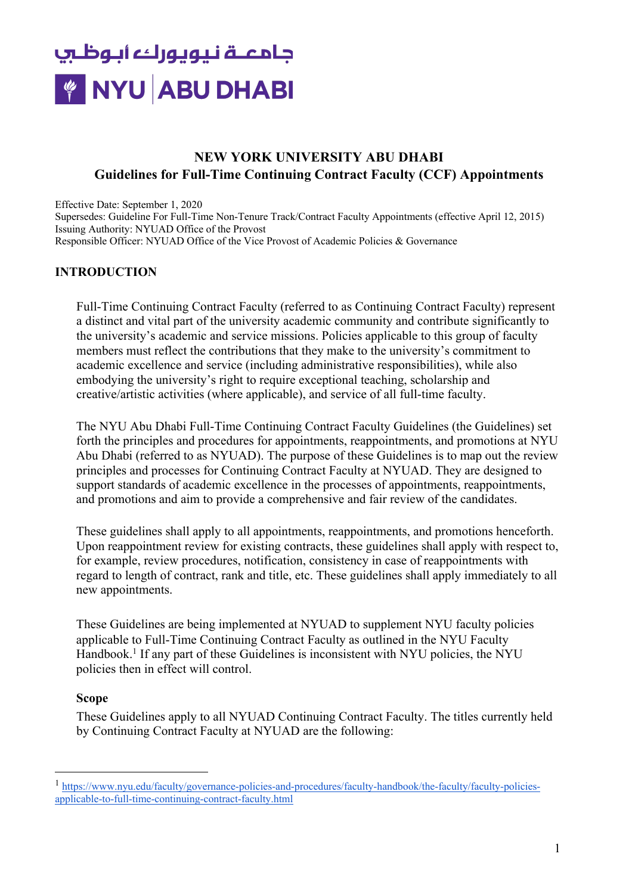# NEW YORK UNIVERSITY ABU DHABI
## Guidelines for Full-Time Continuing Contract Faculty (CCF) Appointments

Effective Date: September 1, 2020
Supersedes: Guideline For Full-Time Non-Tenure Track/Contract Faculty Appointments (effective April 12, 2015)
Issuing Authority: NYUAD Office of the Provost
Responsible Officer: NYUAD Office of the Vice Provost of Academic Policies & Governance

## INTRODUCTION

Full-Time Continuing Contract Faculty (referred to as Continuing Contract Faculty) represent a distinct and vital part of the university academic community and contribute significantly to the university's academic and service missions. Policies applicable to this group of faculty members must reflect the contributions that they make to the university's commitment to academic excellence and service (including administrative responsibilities), while also embodying the university's right to require exceptional teaching, scholarship and creative/artistic activities (where applicable), and service of all full-time faculty.

The NYU Abu Dhabi Full-Time Continuing Contract Faculty Guidelines (the Guidelines) set forth the principles and procedures for appointments, reappointments, and promotions at NYU Abu Dhabi (referred to as NYUAD). The purpose of these Guidelines is to map out the review principles and processes for Continuing Contract Faculty at NYUAD. They are designed to support standards of academic excellence in the processes of appointments, reappointments, and promotions and aim to provide a comprehensive and fair review of the candidates.

These guidelines shall apply to all appointments, reappointments, and promotions henceforth. Upon reappointment review for existing contracts, these guidelines shall apply with respect to, for example, review procedures, notification, consistency in case of reappointments with regard to length of contract, rank and title, etc. These guidelines shall apply immediately to all new appointments.

These Guidelines are being implemented at NYUAD to supplement NYU faculty policies applicable to Full-Time Continuing Contract Faculty as outlined in the NYU Faculty Handbook.[1] If any part of these Guidelines is inconsistent with NYU policies, the NYU policies then in effect will control.

### Scope

These Guidelines apply to all NYUAD Continuing Contract Faculty. The titles currently held by Continuing Contract Faculty at NYUAD are the following:

---

[1] https://www.nyu.edu/faculty/governance-policies-and-procedures/faculty-handbook/the-faculty/faculty-policies-applicable-to-full-time-continuing-contract-faculty.html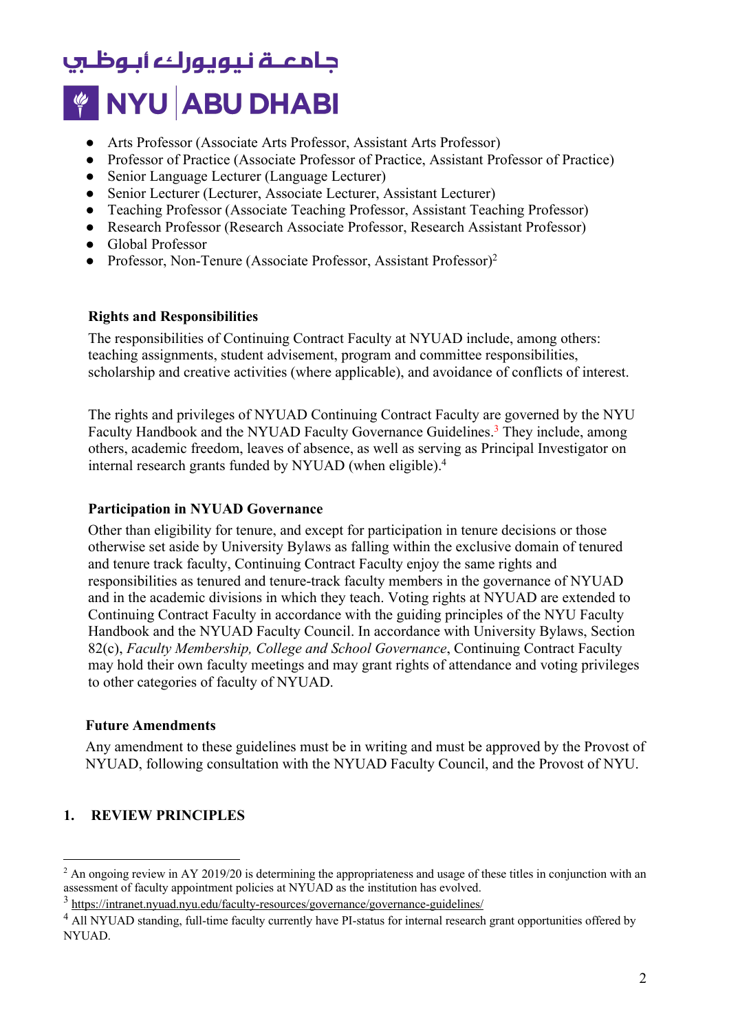- Arts Professor (Associate Arts Professor, Assistant Arts Professor)
- Professor of Practice (Associate Professor of Practice, Assistant Professor of Practice)
- Senior Language Lecturer (Language Lecturer)
- Senior Lecturer (Lecturer, Associate Lecturer, Assistant Lecturer)
- Teaching Professor (Associate Teaching Professor, Assistant Teaching Professor)
- Research Professor (Research Associate Professor, Research Assistant Professor)
- Global Professor
- Professor, Non-Tenure (Associate Professor, Assistant Professor)[2]

**Rights and Responsibilities**

The responsibilities of Continuing Contract Faculty at NYUAD include, among others: teaching assignments, student advisement, program and committee responsibilities, scholarship and creative activities (where applicable), and avoidance of conflicts of interest.

The rights and privileges of NYUAD Continuing Contract Faculty are governed by the NYU Faculty Handbook and the NYUAD Faculty Governance Guidelines.[3] They include, among others, academic freedom, leaves of absence, as well as serving as Principal Investigator on internal research grants funded by NYUAD (when eligible).[4]

**Participation in NYUAD Governance**

Other than eligibility for tenure, and except for participation in tenure decisions or those otherwise set aside by University Bylaws as falling within the exclusive domain of tenured and tenure track faculty, Continuing Contract Faculty enjoy the same rights and responsibilities as tenured and tenure-track faculty members in the governance of NYUAD and in the academic divisions in which they teach. Voting rights at NYUAD are extended to Continuing Contract Faculty in accordance with the guiding principles of the NYU Faculty Handbook and the NYUAD Faculty Council. In accordance with University Bylaws, Section 82(c), *Faculty Membership, College and School Governance*, Continuing Contract Faculty may hold their own faculty meetings and may grant rights of attendance and voting privileges to other categories of faculty of NYUAD.

**Future Amendments**

Any amendment to these guidelines must be in writing and must be approved by the Provost of NYUAD, following consultation with the NYUAD Faculty Council, and the Provost of NYU.

## 1. REVIEW PRINCIPLES

---

[2] An ongoing review in AY 2019/20 is determining the appropriateness and usage of these titles in conjunction with an assessment of faculty appointment policies at NYUAD as the institution has evolved.

[3] https://intranet.nyuad.nyu.edu/faculty-resources/governance/governance-guidelines/

[4] All NYUAD standing, full-time faculty currently have PI-status for internal research grant opportunities offered by NYUAD.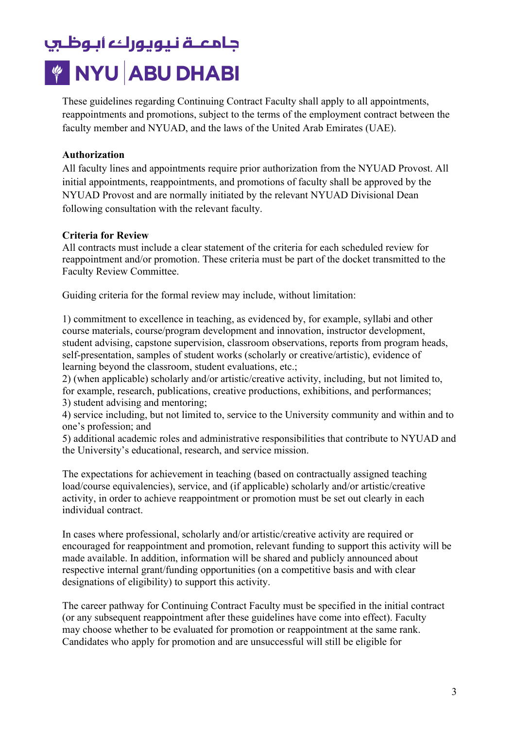These guidelines regarding Continuing Contract Faculty shall apply to all appointments, reappointments and promotions, subject to the terms of the employment contract between the faculty member and NYUAD, and the laws of the United Arab Emirates (UAE).

**Authorization**

All faculty lines and appointments require prior authorization from the NYUAD Provost. All initial appointments, reappointments, and promotions of faculty shall be approved by the NYUAD Provost and are normally initiated by the relevant NYUAD Divisional Dean following consultation with the relevant faculty.

**Criteria for Review**

All contracts must include a clear statement of the criteria for each scheduled review for reappointment and/or promotion. These criteria must be part of the docket transmitted to the Faculty Review Committee.

Guiding criteria for the formal review may include, without limitation:

1) commitment to excellence in teaching, as evidenced by, for example, syllabi and other course materials, course/program development and innovation, instructor development, student advising, capstone supervision, classroom observations, reports from program heads, self-presentation, samples of student works (scholarly or creative/artistic), evidence of learning beyond the classroom, student evaluations, etc.;
2) (when applicable) scholarly and/or artistic/creative activity, including, but not limited to, for example, research, publications, creative productions, exhibitions, and performances;
3) student advising and mentoring;
4) service including, but not limited to, service to the University community and within and to one's profession; and
5) additional academic roles and administrative responsibilities that contribute to NYUAD and the University's educational, research, and service mission.

The expectations for achievement in teaching (based on contractually assigned teaching load/course equivalencies), service, and (if applicable) scholarly and/or artistic/creative activity, in order to achieve reappointment or promotion must be set out clearly in each individual contract.

In cases where professional, scholarly and/or artistic/creative activity are required or encouraged for reappointment and promotion, relevant funding to support this activity will be made available. In addition, information will be shared and publicly announced about respective internal grant/funding opportunities (on a competitive basis and with clear designations of eligibility) to support this activity.

The career pathway for Continuing Contract Faculty must be specified in the initial contract (or any subsequent reappointment after these guidelines have come into effect). Faculty may choose whether to be evaluated for promotion or reappointment at the same rank. Candidates who apply for promotion and are unsuccessful will still be eligible for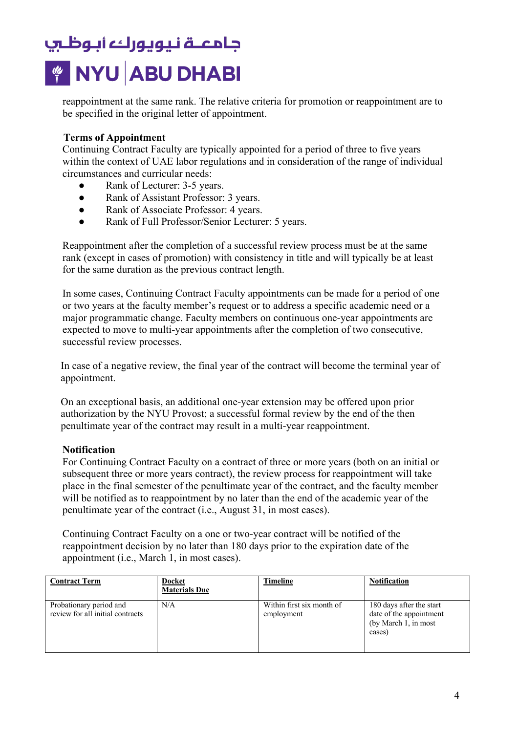reappointment at the same rank. The relative criteria for promotion or reappointment are to be specified in the original letter of appointment.

**Terms of Appointment**

Continuing Contract Faculty are typically appointed for a period of three to five years within the context of UAE labor regulations and in consideration of the range of individual circumstances and curricular needs:

- Rank of Lecturer: 3-5 years.
- Rank of Assistant Professor: 3 years.
- Rank of Associate Professor: 4 years.
- Rank of Full Professor/Senior Lecturer: 5 years.

Reappointment after the completion of a successful review process must be at the same rank (except in cases of promotion) with consistency in title and will typically be at least for the same duration as the previous contract length.

In some cases, Continuing Contract Faculty appointments can be made for a period of one or two years at the faculty member's request or to address a specific academic need or a major programmatic change. Faculty members on continuous one-year appointments are expected to move to multi-year appointments after the completion of two consecutive, successful review processes.

In case of a negative review, the final year of the contract will become the terminal year of appointment.

On an exceptional basis, an additional one-year extension may be offered upon prior authorization by the NYU Provost; a successful formal review by the end of the then penultimate year of the contract may result in a multi-year reappointment.

**Notification**

For Continuing Contract Faculty on a contract of three or more years (both on an initial or subsequent three or more years contract), the review process for reappointment will take place in the final semester of the penultimate year of the contract, and the faculty member will be notified as to reappointment by no later than the end of the academic year of the penultimate year of the contract (i.e., August 31, in most cases).

Continuing Contract Faculty on a one or two-year contract will be notified of the reappointment decision by no later than 180 days prior to the expiration date of the appointment (i.e., March 1, in most cases).

| Contract Term | Docket Materials Due | Timeline | Notification |
|---|---|---|---|
| Probationary period and review for all initial contracts | N/A | Within first six month of employment | 180 days after the start date of the appointment (by March 1, in most cases) |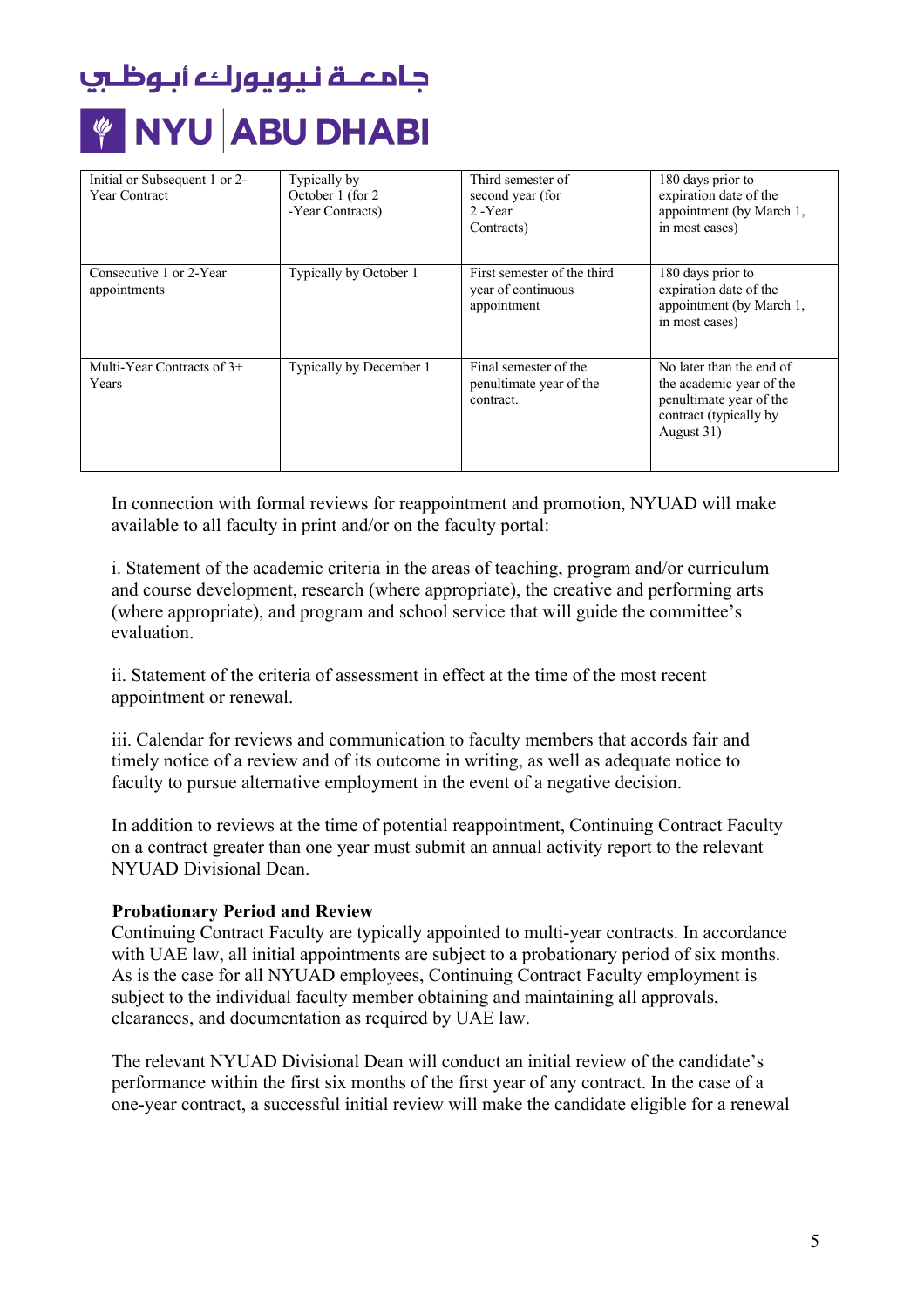| Initial or Subsequent 1 or 2-Year Contract | Typically by October 1 (for 2 -Year Contracts) | Third semester of second year (for 2 -Year Contracts) | 180 days prior to expiration date of the appointment (by March 1, in most cases) |
|---|---|---|---|
| Consecutive 1 or 2-Year appointments | Typically by October 1 | First semester of the third year of continuous appointment | 180 days prior to expiration date of the appointment (by March 1, in most cases) |
| Multi-Year Contracts of 3+ Years | Typically by December 1 | Final semester of the penultimate year of the contract. | No later than the end of the academic year of the penultimate year of the contract (typically by August 31) |

In connection with formal reviews for reappointment and promotion, NYUAD will make available to all faculty in print and/or on the faculty portal:

i. Statement of the academic criteria in the areas of teaching, program and/or curriculum and course development, research (where appropriate), the creative and performing arts (where appropriate), and program and school service that will guide the committee's evaluation.

ii. Statement of the criteria of assessment in effect at the time of the most recent appointment or renewal.

iii. Calendar for reviews and communication to faculty members that accords fair and timely notice of a review and of its outcome in writing, as well as adequate notice to faculty to pursue alternative employment in the event of a negative decision.

In addition to reviews at the time of potential reappointment, Continuing Contract Faculty on a contract greater than one year must submit an annual activity report to the relevant NYUAD Divisional Dean.

**Probationary Period and Review**

Continuing Contract Faculty are typically appointed to multi-year contracts. In accordance with UAE law, all initial appointments are subject to a probationary period of six months. As is the case for all NYUAD employees, Continuing Contract Faculty employment is subject to the individual faculty member obtaining and maintaining all approvals, clearances, and documentation as required by UAE law.

The relevant NYUAD Divisional Dean will conduct an initial review of the candidate's performance within the first six months of the first year of any contract. In the case of a one-year contract, a successful initial review will make the candidate eligible for a renewal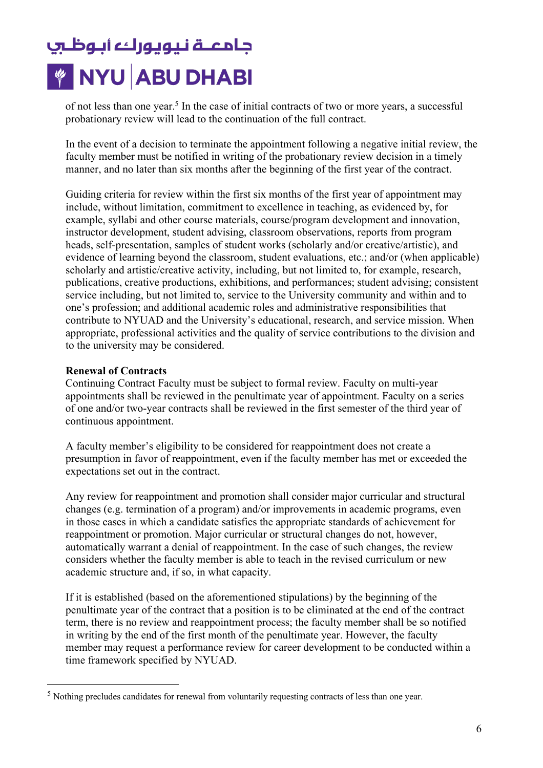of not less than one year.[5] In the case of initial contracts of two or more years, a successful probationary review will lead to the continuation of the full contract.

In the event of a decision to terminate the appointment following a negative initial review, the faculty member must be notified in writing of the probationary review decision in a timely manner, and no later than six months after the beginning of the first year of the contract.

Guiding criteria for review within the first six months of the first year of appointment may include, without limitation, commitment to excellence in teaching, as evidenced by, for example, syllabi and other course materials, course/program development and innovation, instructor development, student advising, classroom observations, reports from program heads, self-presentation, samples of student works (scholarly and/or creative/artistic), and evidence of learning beyond the classroom, student evaluations, etc.; and/or (when applicable) scholarly and artistic/creative activity, including, but not limited to, for example, research, publications, creative productions, exhibitions, and performances; student advising; consistent service including, but not limited to, service to the University community and within and to one's profession; and additional academic roles and administrative responsibilities that contribute to NYUAD and the University's educational, research, and service mission. When appropriate, professional activities and the quality of service contributions to the division and to the university may be considered.

**Renewal of Contracts**

Continuing Contract Faculty must be subject to formal review. Faculty on multi-year appointments shall be reviewed in the penultimate year of appointment. Faculty on a series of one and/or two-year contracts shall be reviewed in the first semester of the third year of continuous appointment.

A faculty member's eligibility to be considered for reappointment does not create a presumption in favor of reappointment, even if the faculty member has met or exceeded the expectations set out in the contract.

Any review for reappointment and promotion shall consider major curricular and structural changes (e.g. termination of a program) and/or improvements in academic programs, even in those cases in which a candidate satisfies the appropriate standards of achievement for reappointment or promotion. Major curricular or structural changes do not, however, automatically warrant a denial of reappointment. In the case of such changes, the review considers whether the faculty member is able to teach in the revised curriculum or new academic structure and, if so, in what capacity.

If it is established (based on the aforementioned stipulations) by the beginning of the penultimate year of the contract that a position is to be eliminated at the end of the contract term, there is no review and reappointment process; the faculty member shall be so notified in writing by the end of the first month of the penultimate year. However, the faculty member may request a performance review for career development to be conducted within a time framework specified by NYUAD.

---

[5] Nothing precludes candidates for renewal from voluntarily requesting contracts of less than one year.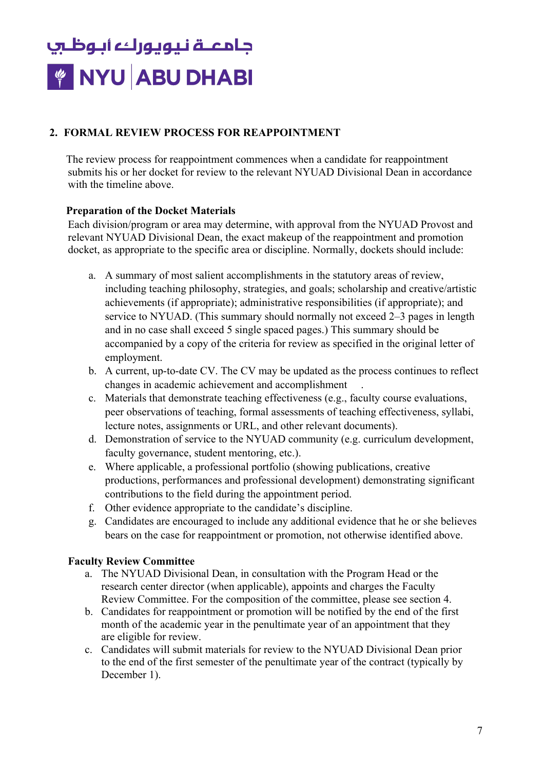## 2. FORMAL REVIEW PROCESS FOR REAPPOINTMENT

The review process for reappointment commences when a candidate for reappointment submits his or her docket for review to the relevant NYUAD Divisional Dean in accordance with the timeline above.

### Preparation of the Docket Materials

Each division/program or area may determine, with approval from the NYUAD Provost and relevant NYUAD Divisional Dean, the exact makeup of the reappointment and promotion docket, as appropriate to the specific area or discipline. Normally, dockets should include:

a. A summary of most salient accomplishments in the statutory areas of review, including teaching philosophy, strategies, and goals; scholarship and creative/artistic achievements (if appropriate); administrative responsibilities (if appropriate); and service to NYUAD. (This summary should normally not exceed 2–3 pages in length and in no case shall exceed 5 single spaced pages.) This summary should be accompanied by a copy of the criteria for review as specified in the original letter of employment.
b. A current, up-to-date CV. The CV may be updated as the process continues to reflect changes in academic achievement and accomplishment .
c. Materials that demonstrate teaching effectiveness (e.g., faculty course evaluations, peer observations of teaching, formal assessments of teaching effectiveness, syllabi, lecture notes, assignments or URL, and other relevant documents).
d. Demonstration of service to the NYUAD community (e.g. curriculum development, faculty governance, student mentoring, etc.).
e. Where applicable, a professional portfolio (showing publications, creative productions, performances and professional development) demonstrating significant contributions to the field during the appointment period.
f. Other evidence appropriate to the candidate's discipline.
g. Candidates are encouraged to include any additional evidence that he or she believes bears on the case for reappointment or promotion, not otherwise identified above.

### Faculty Review Committee

a. The NYUAD Divisional Dean, in consultation with the Program Head or the research center director (when applicable), appoints and charges the Faculty Review Committee. For the composition of the committee, please see section 4.
b. Candidates for reappointment or promotion will be notified by the end of the first month of the academic year in the penultimate year of an appointment that they are eligible for review.
c. Candidates will submit materials for review to the NYUAD Divisional Dean prior to the end of the first semester of the penultimate year of the contract (typically by December 1).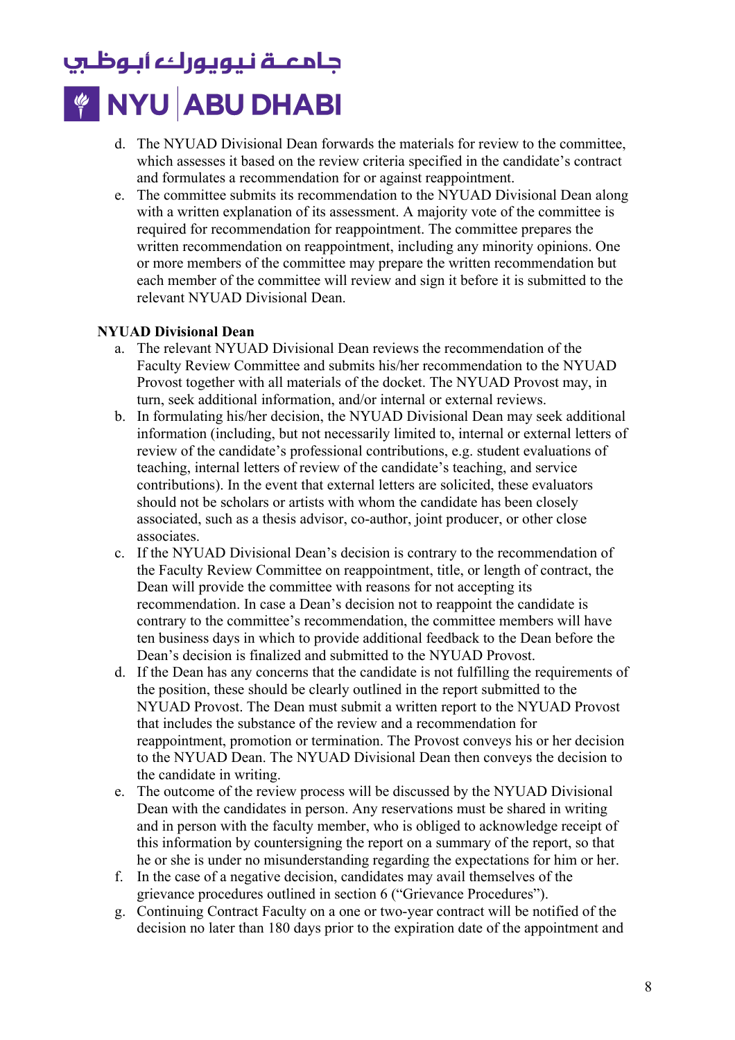d. The NYUAD Divisional Dean forwards the materials for review to the committee, which assesses it based on the review criteria specified in the candidate's contract and formulates a recommendation for or against reappointment.
e. The committee submits its recommendation to the NYUAD Divisional Dean along with a written explanation of its assessment. A majority vote of the committee is required for recommendation for reappointment. The committee prepares the written recommendation on reappointment, including any minority opinions. One or more members of the committee may prepare the written recommendation but each member of the committee will review and sign it before it is submitted to the relevant NYUAD Divisional Dean.

**NYUAD Divisional Dean**

a. The relevant NYUAD Divisional Dean reviews the recommendation of the Faculty Review Committee and submits his/her recommendation to the NYUAD Provost together with all materials of the docket. The NYUAD Provost may, in turn, seek additional information, and/or internal or external reviews.
b. In formulating his/her decision, the NYUAD Divisional Dean may seek additional information (including, but not necessarily limited to, internal or external letters of review of the candidate's professional contributions, e.g. student evaluations of teaching, internal letters of review of the candidate's teaching, and service contributions). In the event that external letters are solicited, these evaluators should not be scholars or artists with whom the candidate has been closely associated, such as a thesis advisor, co-author, joint producer, or other close associates.
c. If the NYUAD Divisional Dean's decision is contrary to the recommendation of the Faculty Review Committee on reappointment, title, or length of contract, the Dean will provide the committee with reasons for not accepting its recommendation. In case a Dean's decision not to reappoint the candidate is contrary to the committee's recommendation, the committee members will have ten business days in which to provide additional feedback to the Dean before the Dean's decision is finalized and submitted to the NYUAD Provost.
d. If the Dean has any concerns that the candidate is not fulfilling the requirements of the position, these should be clearly outlined in the report submitted to the NYUAD Provost. The Dean must submit a written report to the NYUAD Provost that includes the substance of the review and a recommendation for reappointment, promotion or termination. The Provost conveys his or her decision to the NYUAD Dean. The NYUAD Divisional Dean then conveys the decision to the candidate in writing.
e. The outcome of the review process will be discussed by the NYUAD Divisional Dean with the candidates in person. Any reservations must be shared in writing and in person with the faculty member, who is obliged to acknowledge receipt of this information by countersigning the report on a summary of the report, so that he or she is under no misunderstanding regarding the expectations for him or her.
f. In the case of a negative decision, candidates may avail themselves of the grievance procedures outlined in section 6 ("Grievance Procedures").
g. Continuing Contract Faculty on a one or two-year contract will be notified of the decision no later than 180 days prior to the expiration date of the appointment and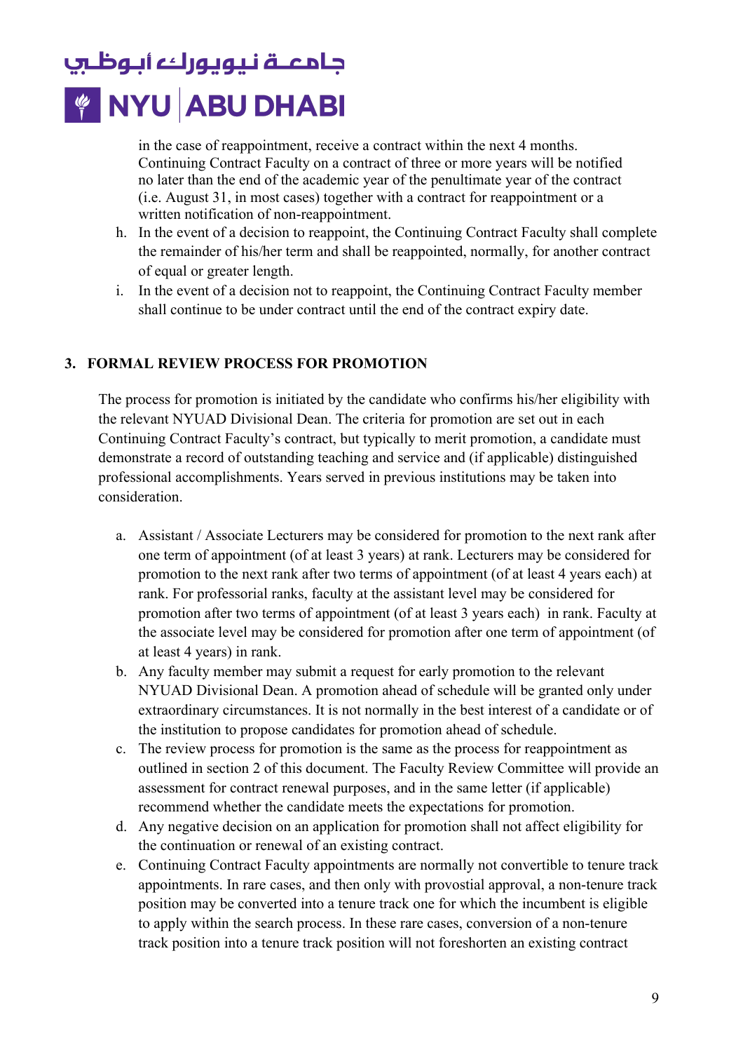in the case of reappointment, receive a contract within the next 4 months. Continuing Contract Faculty on a contract of three or more years will be notified no later than the end of the academic year of the penultimate year of the contract (i.e. August 31, in most cases) together with a contract for reappointment or a written notification of non-reappointment.

h. In the event of a decision to reappoint, the Continuing Contract Faculty shall complete the remainder of his/her term and shall be reappointed, normally, for another contract of equal or greater length.
i. In the event of a decision not to reappoint, the Continuing Contract Faculty member shall continue to be under contract until the end of the contract expiry date.

## 3. FORMAL REVIEW PROCESS FOR PROMOTION

The process for promotion is initiated by the candidate who confirms his/her eligibility with the relevant NYUAD Divisional Dean. The criteria for promotion are set out in each Continuing Contract Faculty's contract, but typically to merit promotion, a candidate must demonstrate a record of outstanding teaching and service and (if applicable) distinguished professional accomplishments. Years served in previous institutions may be taken into consideration.

a. Assistant / Associate Lecturers may be considered for promotion to the next rank after one term of appointment (of at least 3 years) at rank. Lecturers may be considered for promotion to the next rank after two terms of appointment (of at least 4 years each) at rank. For professorial ranks, faculty at the assistant level may be considered for promotion after two terms of appointment (of at least 3 years each) in rank. Faculty at the associate level may be considered for promotion after one term of appointment (of at least 4 years) in rank.
b. Any faculty member may submit a request for early promotion to the relevant NYUAD Divisional Dean. A promotion ahead of schedule will be granted only under extraordinary circumstances. It is not normally in the best interest of a candidate or of the institution to propose candidates for promotion ahead of schedule.
c. The review process for promotion is the same as the process for reappointment as outlined in section 2 of this document. The Faculty Review Committee will provide an assessment for contract renewal purposes, and in the same letter (if applicable) recommend whether the candidate meets the expectations for promotion.
d. Any negative decision on an application for promotion shall not affect eligibility for the continuation or renewal of an existing contract.
e. Continuing Contract Faculty appointments are normally not convertible to tenure track appointments. In rare cases, and then only with provostial approval, a non-tenure track position may be converted into a tenure track one for which the incumbent is eligible to apply within the search process. In these rare cases, conversion of a non-tenure track position into a tenure track position will not foreshorten an existing contract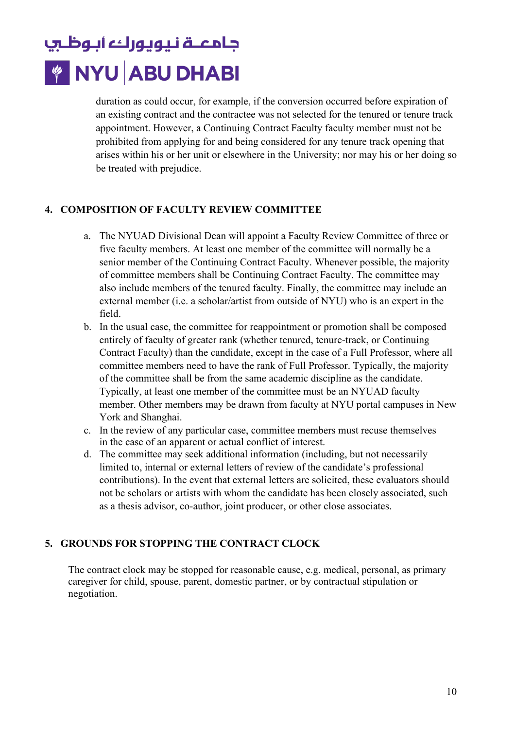duration as could occur, for example, if the conversion occurred before expiration of an existing contract and the contractee was not selected for the tenured or tenure track appointment. However, a Continuing Contract Faculty faculty member must not be prohibited from applying for and being considered for any tenure track opening that arises within his or her unit or elsewhere in the University; nor may his or her doing so be treated with prejudice.

## 4. COMPOSITION OF FACULTY REVIEW COMMITTEE

a. The NYUAD Divisional Dean will appoint a Faculty Review Committee of three or five faculty members. At least one member of the committee will normally be a senior member of the Continuing Contract Faculty. Whenever possible, the majority of committee members shall be Continuing Contract Faculty. The committee may also include members of the tenured faculty. Finally, the committee may include an external member (i.e. a scholar/artist from outside of NYU) who is an expert in the field.

b. In the usual case, the committee for reappointment or promotion shall be composed entirely of faculty of greater rank (whether tenured, tenure-track, or Continuing Contract Faculty) than the candidate, except in the case of a Full Professor, where all committee members need to have the rank of Full Professor. Typically, the majority of the committee shall be from the same academic discipline as the candidate. Typically, at least one member of the committee must be an NYUAD faculty member. Other members may be drawn from faculty at NYU portal campuses in New York and Shanghai.

c. In the review of any particular case, committee members must recuse themselves in the case of an apparent or actual conflict of interest.

d. The committee may seek additional information (including, but not necessarily limited to, internal or external letters of review of the candidate's professional contributions). In the event that external letters are solicited, these evaluators should not be scholars or artists with whom the candidate has been closely associated, such as a thesis advisor, co-author, joint producer, or other close associates.

## 5. GROUNDS FOR STOPPING THE CONTRACT CLOCK

The contract clock may be stopped for reasonable cause, e.g. medical, personal, as primary caregiver for child, spouse, parent, domestic partner, or by contractual stipulation or negotiation.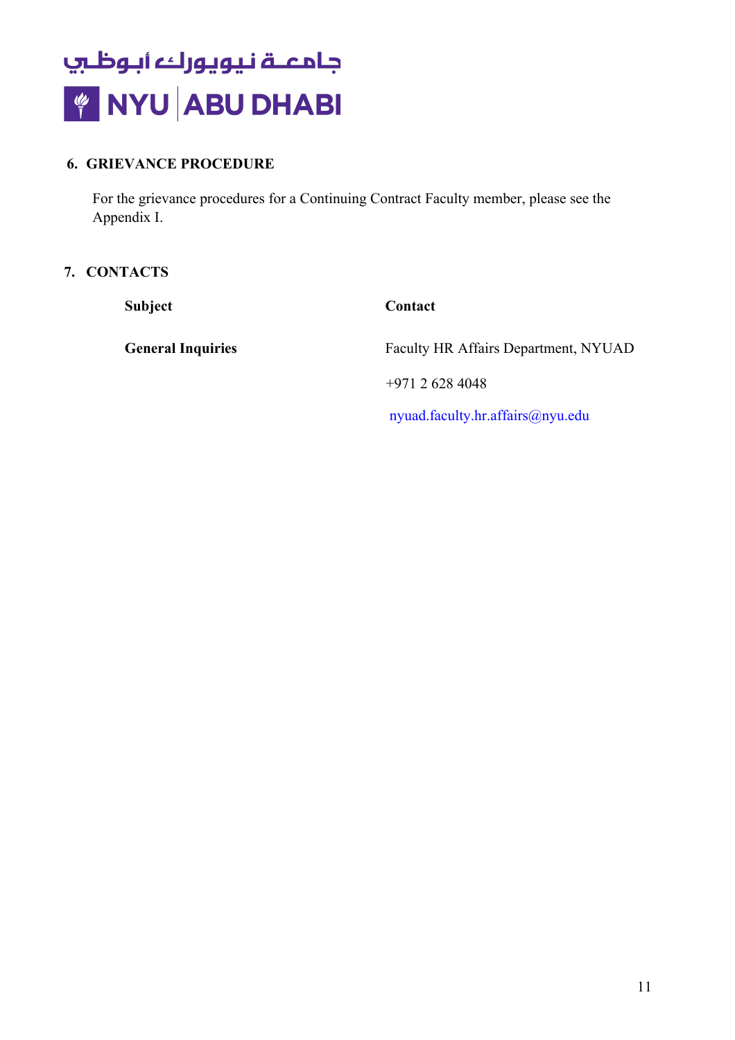## 6. GRIEVANCE PROCEDURE

For the grievance procedures for a Continuing Contract Faculty member, please see the Appendix I.

## 7. CONTACTS

| Subject | Contact |
|---|---|
| **General Inquiries** | Faculty HR Affairs Department, NYUAD |
| | +971 2 628 4048 |
| | nyuad.faculty.hr.affairs@nyu.edu |